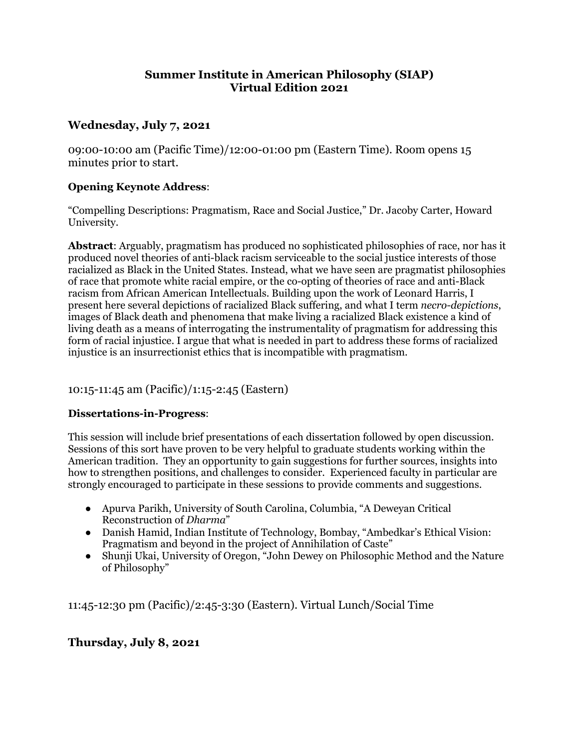# Summer Institute in American Philosophy (SIAP)
# Virtual Edition 2021

## Wednesday, July 7, 2021

09:00-10:00 am (Pacific Time)/12:00-01:00 pm (Eastern Time). Room opens 15 minutes prior to start.

**Opening Keynote Address**:

"Compelling Descriptions: Pragmatism, Race and Social Justice," Dr. Jacoby Carter, Howard University.

**Abstract**: Arguably, pragmatism has produced no sophisticated philosophies of race, nor has it produced novel theories of anti-black racism serviceable to the social justice interests of those racialized as Black in the United States. Instead, what we have seen are pragmatist philosophies of race that promote white racial empire, or the co-opting of theories of race and anti-Black racism from African American Intellectuals. Building upon the work of Leonard Harris, I present here several depictions of racialized Black suffering, and what I term *necro-depictions*, images of Black death and phenomena that make living a racialized Black existence a kind of living death as a means of interrogating the instrumentality of pragmatism for addressing this form of racial injustice. I argue that what is needed in part to address these forms of racialized injustice is an insurrectionist ethics that is incompatible with pragmatism.

10:15-11:45 am (Pacific)/1:15-2:45 (Eastern)

**Dissertations-in-Progress**:

This session will include brief presentations of each dissertation followed by open discussion. Sessions of this sort have proven to be very helpful to graduate students working within the American tradition. They an opportunity to gain suggestions for further sources, insights into how to strengthen positions, and challenges to consider. Experienced faculty in particular are strongly encouraged to participate in these sessions to provide comments and suggestions.

- Apurva Parikh, University of South Carolina, Columbia, "A Deweyan Critical Reconstruction of *Dharma*"
- Danish Hamid, Indian Institute of Technology, Bombay, "Ambedkar's Ethical Vision: Pragmatism and beyond in the project of Annihilation of Caste"
- Shunji Ukai, University of Oregon, "John Dewey on Philosophic Method and the Nature of Philosophy"

11:45-12:30 pm (Pacific)/2:45-3:30 (Eastern). Virtual Lunch/Social Time

## Thursday, July 8, 2021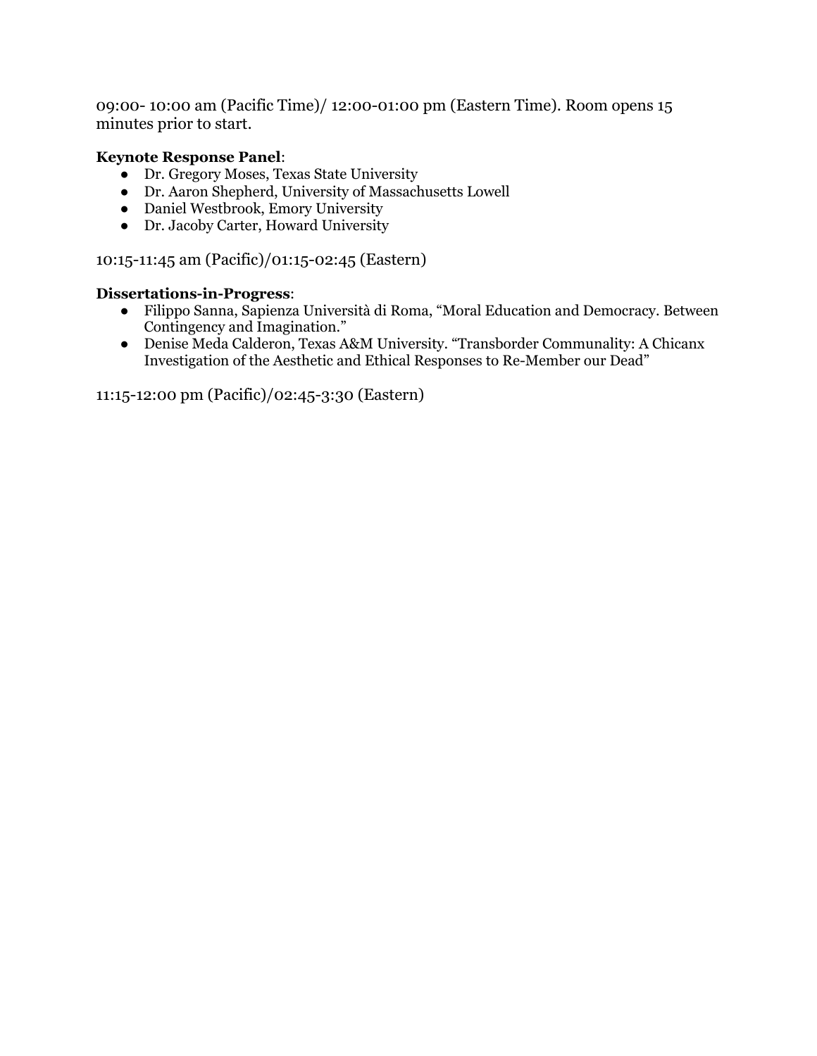09:00- 10:00 am (Pacific Time)/ 12:00-01:00 pm (Eastern Time). Room opens 15 minutes prior to start.

**Keynote Response Panel**:

- Dr. Gregory Moses, Texas State University
- Dr. Aaron Shepherd, University of Massachusetts Lowell
- Daniel Westbrook, Emory University
- Dr. Jacoby Carter, Howard University

10:15-11:45 am (Pacific)/01:15-02:45 (Eastern)

**Dissertations-in-Progress**:

- Filippo Sanna, Sapienza Università di Roma, "Moral Education and Democracy. Between Contingency and Imagination."
- Denise Meda Calderon, Texas A&M University. "Transborder Communality: A Chicanx Investigation of the Aesthetic and Ethical Responses to Re-Member our Dead"

11:15-12:00 pm (Pacific)/02:45-3:30 (Eastern)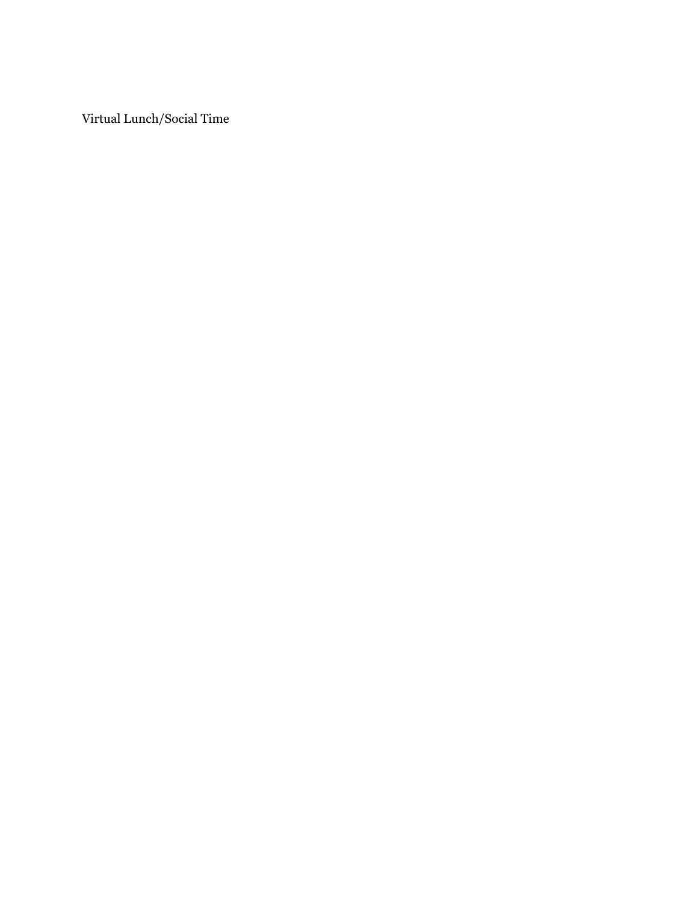Virtual Lunch/Social Time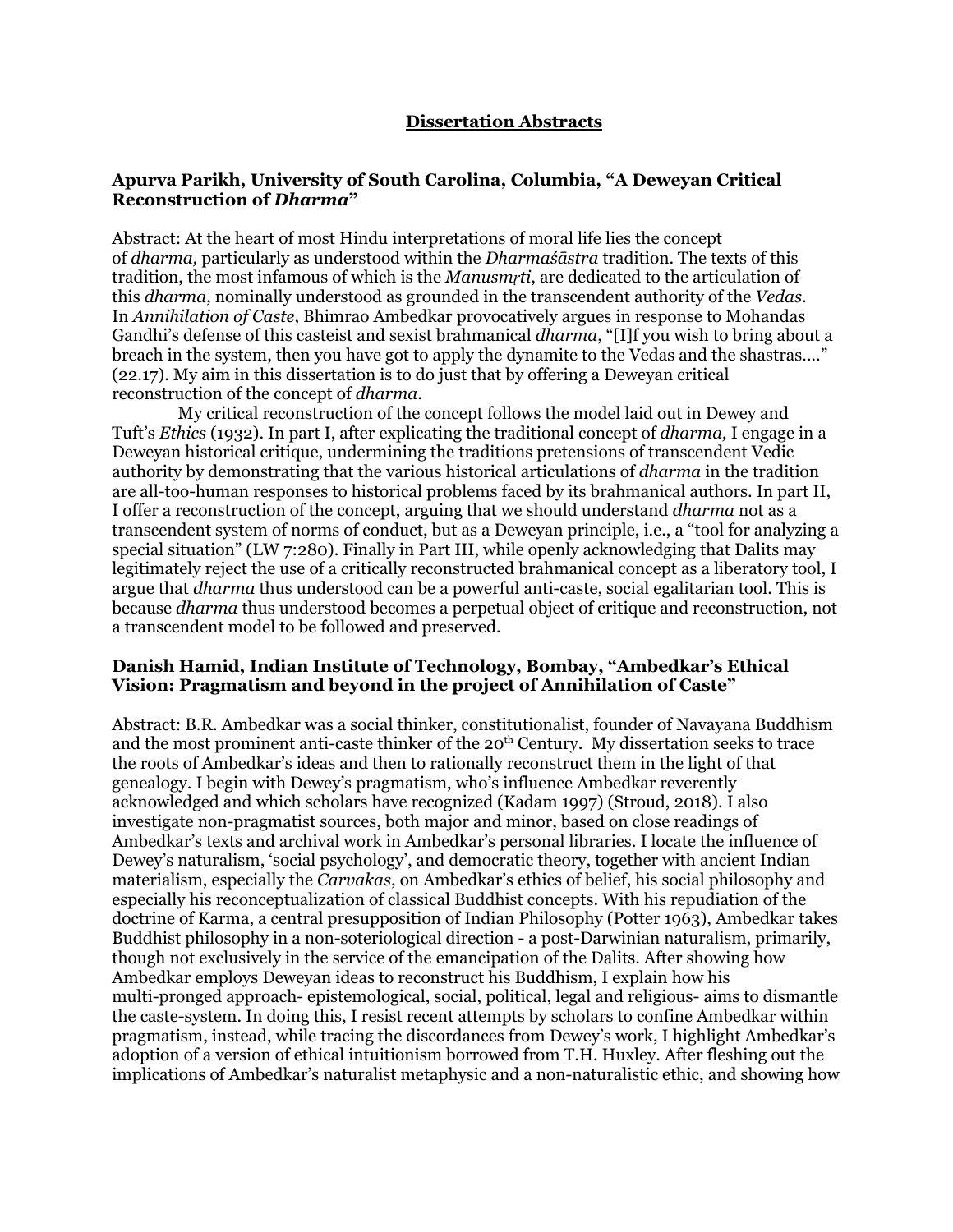## Dissertation Abstracts

### Apurva Parikh, University of South Carolina, Columbia, "A Deweyan Critical Reconstruction of *Dharma*"

Abstract: At the heart of most Hindu interpretations of moral life lies the concept of *dharma,* particularly as understood within the *Dharmaśāstra* tradition. The texts of this tradition, the most infamous of which is the *Manusmṛti*, are dedicated to the articulation of this *dharma*, nominally understood as grounded in the transcendent authority of the *Vedas*. In *Annihilation of Caste*, Bhimrao Ambedkar provocatively argues in response to Mohandas Gandhi's defense of this casteist and sexist brahmanical *dharma*, "[I]f you wish to bring about a breach in the system, then you have got to apply the dynamite to the Vedas and the shastras...." (22.17). My aim in this dissertation is to do just that by offering a Deweyan critical reconstruction of the concept of *dharma*.

My critical reconstruction of the concept follows the model laid out in Dewey and Tuft's *Ethics* (1932). In part I, after explicating the traditional concept of *dharma,* I engage in a Deweyan historical critique, undermining the traditions pretensions of transcendent Vedic authority by demonstrating that the various historical articulations of *dharma* in the tradition are all-too-human responses to historical problems faced by its brahmanical authors. In part II, I offer a reconstruction of the concept, arguing that we should understand *dharma* not as a transcendent system of norms of conduct, but as a Deweyan principle, i.e., a "tool for analyzing a special situation" (LW 7:280). Finally in Part III, while openly acknowledging that Dalits may legitimately reject the use of a critically reconstructed brahmanical concept as a liberatory tool, I argue that *dharma* thus understood can be a powerful anti-caste, social egalitarian tool. This is because *dharma* thus understood becomes a perpetual object of critique and reconstruction, not a transcendent model to be followed and preserved.

### Danish Hamid, Indian Institute of Technology, Bombay, "Ambedkar's Ethical Vision: Pragmatism and beyond in the project of Annihilation of Caste"

Abstract: B.R. Ambedkar was a social thinker, constitutionalist, founder of Navayana Buddhism and the most prominent anti-caste thinker of the 20th Century. My dissertation seeks to trace the roots of Ambedkar's ideas and then to rationally reconstruct them in the light of that genealogy. I begin with Dewey's pragmatism, who's influence Ambedkar reverently acknowledged and which scholars have recognized (Kadam 1997) (Stroud, 2018). I also investigate non-pragmatist sources, both major and minor, based on close readings of Ambedkar's texts and archival work in Ambedkar's personal libraries. I locate the influence of Dewey's naturalism, 'social psychology', and democratic theory, together with ancient Indian materialism, especially the *Carvakas*, on Ambedkar's ethics of belief, his social philosophy and especially his reconceptualization of classical Buddhist concepts. With his repudiation of the doctrine of Karma, a central presupposition of Indian Philosophy (Potter 1963), Ambedkar takes Buddhist philosophy in a non-soteriological direction - a post-Darwinian naturalism, primarily, though not exclusively in the service of the emancipation of the Dalits. After showing how Ambedkar employs Deweyan ideas to reconstruct his Buddhism, I explain how his multi-pronged approach- epistemological, social, political, legal and religious- aims to dismantle the caste-system. In doing this, I resist recent attempts by scholars to confine Ambedkar within pragmatism, instead, while tracing the discordances from Dewey's work, I highlight Ambedkar's adoption of a version of ethical intuitionism borrowed from T.H. Huxley. After fleshing out the implications of Ambedkar's naturalist metaphysic and a non-naturalistic ethic, and showing how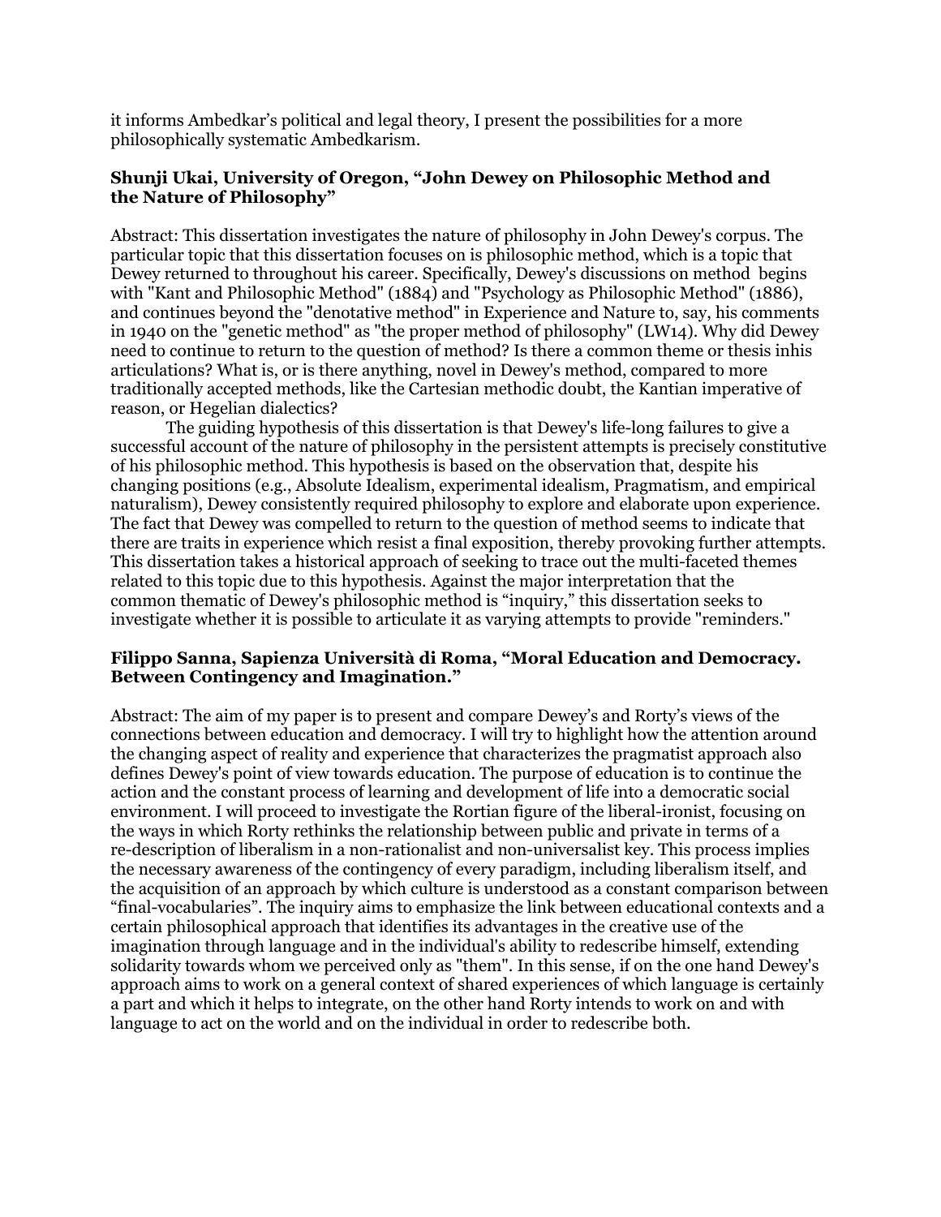it informs Ambedkar's political and legal theory, I present the possibilities for a more philosophically systematic Ambedkarism.

**Shunji Ukai, University of Oregon, "John Dewey on Philosophic Method and the Nature of Philosophy"**

Abstract: This dissertation investigates the nature of philosophy in John Dewey's corpus. The particular topic that this dissertation focuses on is philosophic method, which is a topic that Dewey returned to throughout his career. Specifically, Dewey's discussions on method begins with "Kant and Philosophic Method" (1884) and "Psychology as Philosophic Method" (1886), and continues beyond the "denotative method" in Experience and Nature to, say, his comments in 1940 on the "genetic method" as "the proper method of philosophy" (LW14). Why did Dewey need to continue to return to the question of method? Is there a common theme or thesis inhis articulations? What is, or is there anything, novel in Dewey's method, compared to more traditionally accepted methods, like the Cartesian methodic doubt, the Kantian imperative of reason, or Hegelian dialectics?

The guiding hypothesis of this dissertation is that Dewey's life-long failures to give a successful account of the nature of philosophy in the persistent attempts is precisely constitutive of his philosophic method. This hypothesis is based on the observation that, despite his changing positions (e.g., Absolute Idealism, experimental idealism, Pragmatism, and empirical naturalism), Dewey consistently required philosophy to explore and elaborate upon experience. The fact that Dewey was compelled to return to the question of method seems to indicate that there are traits in experience which resist a final exposition, thereby provoking further attempts. This dissertation takes a historical approach of seeking to trace out the multi-faceted themes related to this topic due to this hypothesis. Against the major interpretation that the common thematic of Dewey's philosophic method is "inquiry," this dissertation seeks to investigate whether it is possible to articulate it as varying attempts to provide "reminders."

**Filippo Sanna, Sapienza Università di Roma, "Moral Education and Democracy. Between Contingency and Imagination."**

Abstract: The aim of my paper is to present and compare Dewey's and Rorty's views of the connections between education and democracy. I will try to highlight how the attention around the changing aspect of reality and experience that characterizes the pragmatist approach also defines Dewey's point of view towards education. The purpose of education is to continue the action and the constant process of learning and development of life into a democratic social environment. I will proceed to investigate the Rortian figure of the liberal-ironist, focusing on the ways in which Rorty rethinks the relationship between public and private in terms of a re-description of liberalism in a non-rationalist and non-universalist key. This process implies the necessary awareness of the contingency of every paradigm, including liberalism itself, and the acquisition of an approach by which culture is understood as a constant comparison between "final-vocabularies". The inquiry aims to emphasize the link between educational contexts and a certain philosophical approach that identifies its advantages in the creative use of the imagination through language and in the individual's ability to redescribe himself, extending solidarity towards whom we perceived only as "them". In this sense, if on the one hand Dewey's approach aims to work on a general context of shared experiences of which language is certainly a part and which it helps to integrate, on the other hand Rorty intends to work on and with language to act on the world and on the individual in order to redescribe both.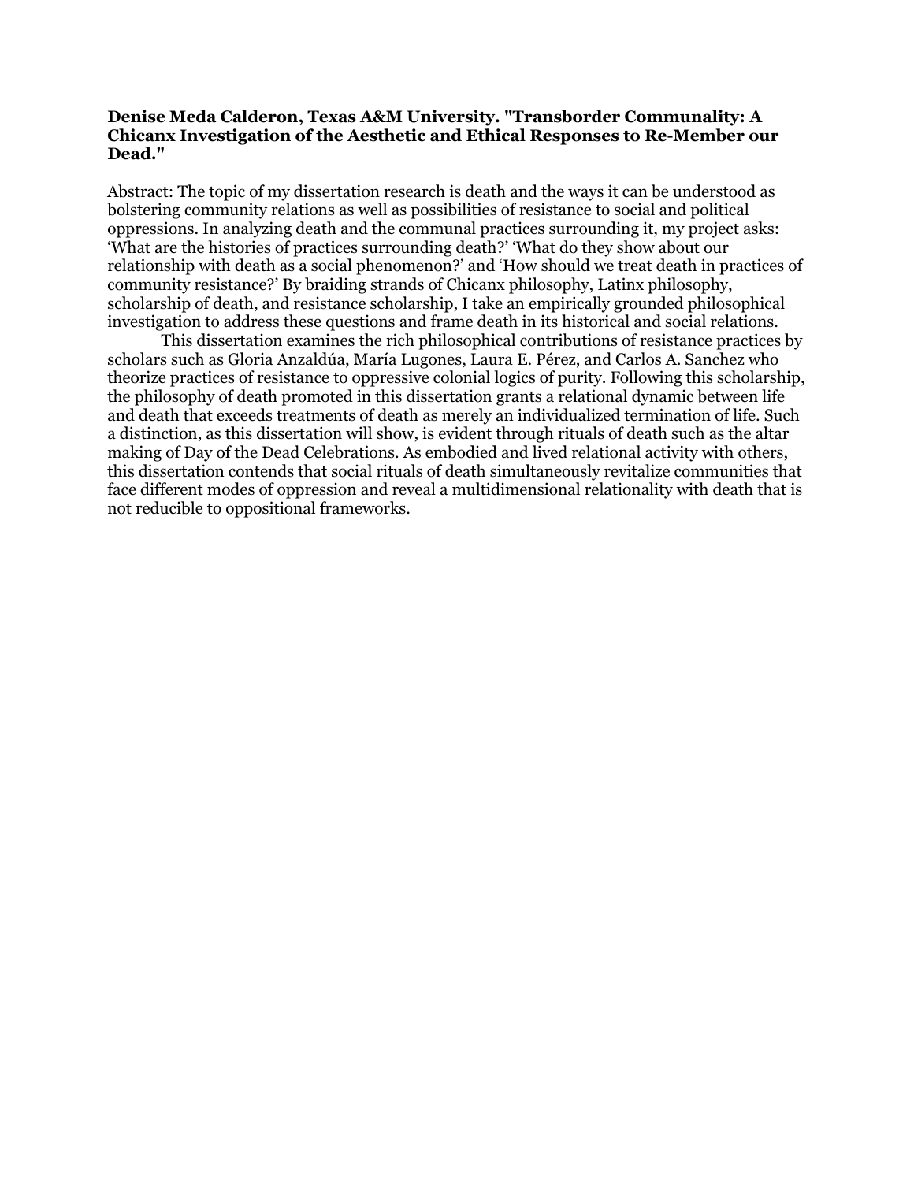**Denise Meda Calderon, Texas A&M University. "Transborder Communality: A Chicanx Investigation of the Aesthetic and Ethical Responses to Re-Member our Dead."**

Abstract: The topic of my dissertation research is death and the ways it can be understood as bolstering community relations as well as possibilities of resistance to social and political oppressions. In analyzing death and the communal practices surrounding it, my project asks: 'What are the histories of practices surrounding death?' 'What do they show about our relationship with death as a social phenomenon?' and 'How should we treat death in practices of community resistance?' By braiding strands of Chicanx philosophy, Latinx philosophy, scholarship of death, and resistance scholarship, I take an empirically grounded philosophical investigation to address these questions and frame death in its historical and social relations.

This dissertation examines the rich philosophical contributions of resistance practices by scholars such as Gloria Anzaldúa, María Lugones, Laura E. Pérez, and Carlos A. Sanchez who theorize practices of resistance to oppressive colonial logics of purity. Following this scholarship, the philosophy of death promoted in this dissertation grants a relational dynamic between life and death that exceeds treatments of death as merely an individualized termination of life. Such a distinction, as this dissertation will show, is evident through rituals of death such as the altar making of Day of the Dead Celebrations. As embodied and lived relational activity with others, this dissertation contends that social rituals of death simultaneously revitalize communities that face different modes of oppression and reveal a multidimensional relationality with death that is not reducible to oppositional frameworks.